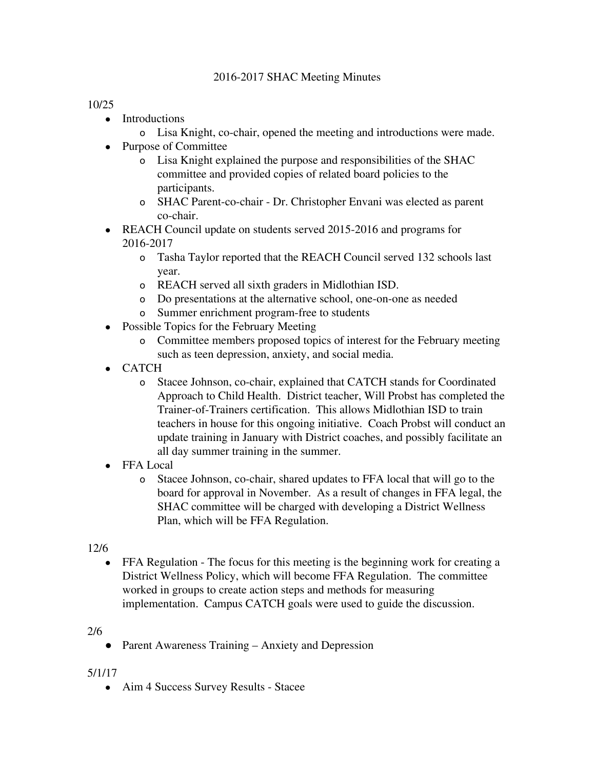# 2016-2017 SHAC Meeting Minutes

10/25

- Introductions
  - Lisa Knight, co-chair, opened the meeting and introductions were made.
- Purpose of Committee
  - Lisa Knight explained the purpose and responsibilities of the SHAC committee and provided copies of related board policies to the participants.
  - SHAC Parent-co-chair - Dr. Christopher Envani was elected as parent co-chair.
- REACH Council update on students served 2015-2016 and programs for 2016-2017
  - Tasha Taylor reported that the REACH Council served 132 schools last year.
  - REACH served all sixth graders in Midlothian ISD.
  - Do presentations at the alternative school, one-on-one as needed
  - Summer enrichment program-free to students
- Possible Topics for the February Meeting
  - Committee members proposed topics of interest for the February meeting such as teen depression, anxiety, and social media.
- CATCH
  - Stacee Johnson, co-chair, explained that CATCH stands for Coordinated Approach to Child Health. District teacher, Will Probst has completed the Trainer-of-Trainers certification. This allows Midlothian ISD to train teachers in house for this ongoing initiative. Coach Probst will conduct an update training in January with District coaches, and possibly facilitate an all day summer training in the summer.
- FFA Local
  - Stacee Johnson, co-chair, shared updates to FFA local that will go to the board for approval in November. As a result of changes in FFA legal, the SHAC committee will be charged with developing a District Wellness Plan, which will be FFA Regulation.

12/6

- FFA Regulation - The focus for this meeting is the beginning work for creating a District Wellness Policy, which will become FFA Regulation. The committee worked in groups to create action steps and methods for measuring implementation. Campus CATCH goals were used to guide the discussion.

2/6

- Parent Awareness Training – Anxiety and Depression

5/1/17

- Aim 4 Success Survey Results - Stacee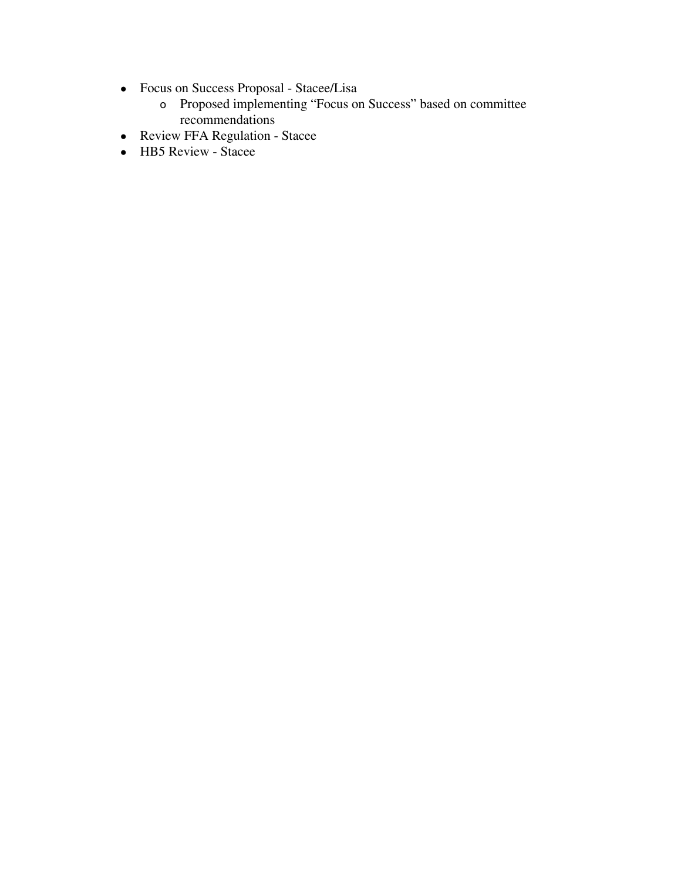- Focus on Success Proposal - Stacee/Lisa
    - Proposed implementing "Focus on Success" based on committee recommendations
- Review FFA Regulation - Stacee
- HB5 Review - Stacee